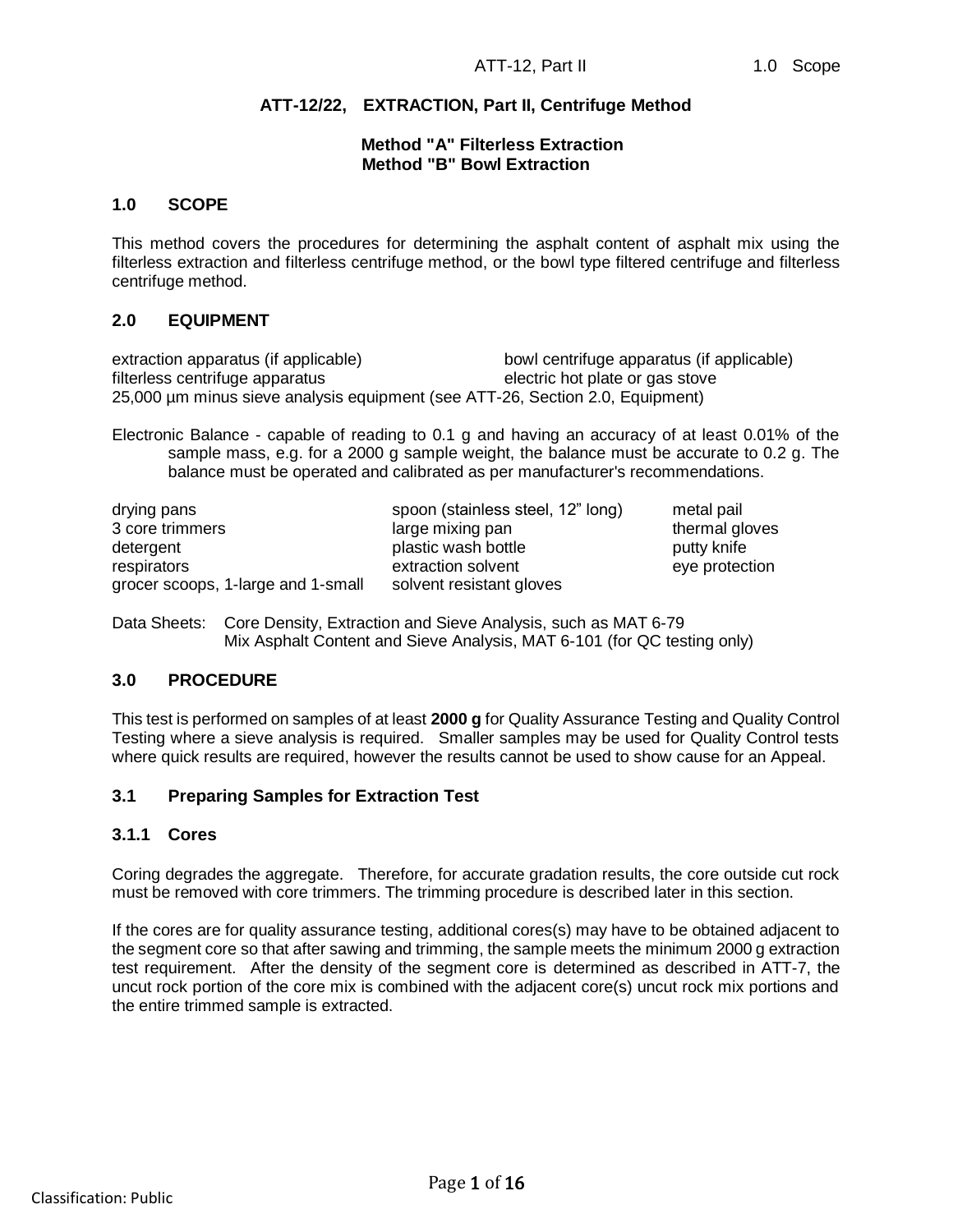# ATT-12/22, EXTRACTION, Part II, Centrifuge Method

**Method "A" Filterless Extraction**
**Method "B" Bowl Extraction**

## 1.0 SCOPE

This method covers the procedures for determining the asphalt content of asphalt mix using the filterless extraction and filterless centrifuge method, or the bowl type filtered centrifuge and filterless centrifuge method.

## 2.0 EQUIPMENT

extraction apparatus (if applicable)
bowl centrifuge apparatus (if applicable)
filterless centrifuge apparatus
electric hot plate or gas stove
25,000 µm minus sieve analysis equipment (see ATT-26, Section 2.0, Equipment)

Electronic Balance - capable of reading to 0.1 g and having an accuracy of at least 0.01% of the sample mass, e.g. for a 2000 g sample weight, the balance must be accurate to 0.2 g. The balance must be operated and calibrated as per manufacturer's recommendations.

drying pans
spoon (stainless steel, 12" long)
metal pail
3 core trimmers
large mixing pan
thermal gloves
detergent
plastic wash bottle
putty knife
respirators
extraction solvent
eye protection
grocer scoops, 1-large and 1-small
solvent resistant gloves

Data Sheets: Core Density, Extraction and Sieve Analysis, such as MAT 6-79
Mix Asphalt Content and Sieve Analysis, MAT 6-101 (for QC testing only)

## 3.0 PROCEDURE

This test is performed on samples of at least **2000 g** for Quality Assurance Testing and Quality Control Testing where a sieve analysis is required. Smaller samples may be used for Quality Control tests where quick results are required, however the results cannot be used to show cause for an Appeal.

### 3.1 Preparing Samples for Extraction Test

#### 3.1.1 Cores

Coring degrades the aggregate. Therefore, for accurate gradation results, the core outside cut rock must be removed with core trimmers. The trimming procedure is described later in this section.

If the cores are for quality assurance testing, additional cores(s) may have to be obtained adjacent to the segment core so that after sawing and trimming, the sample meets the minimum 2000 g extraction test requirement. After the density of the segment core is determined as described in ATT-7, the uncut rock portion of the core mix is combined with the adjacent core(s) uncut rock mix portions and the entire trimmed sample is extracted.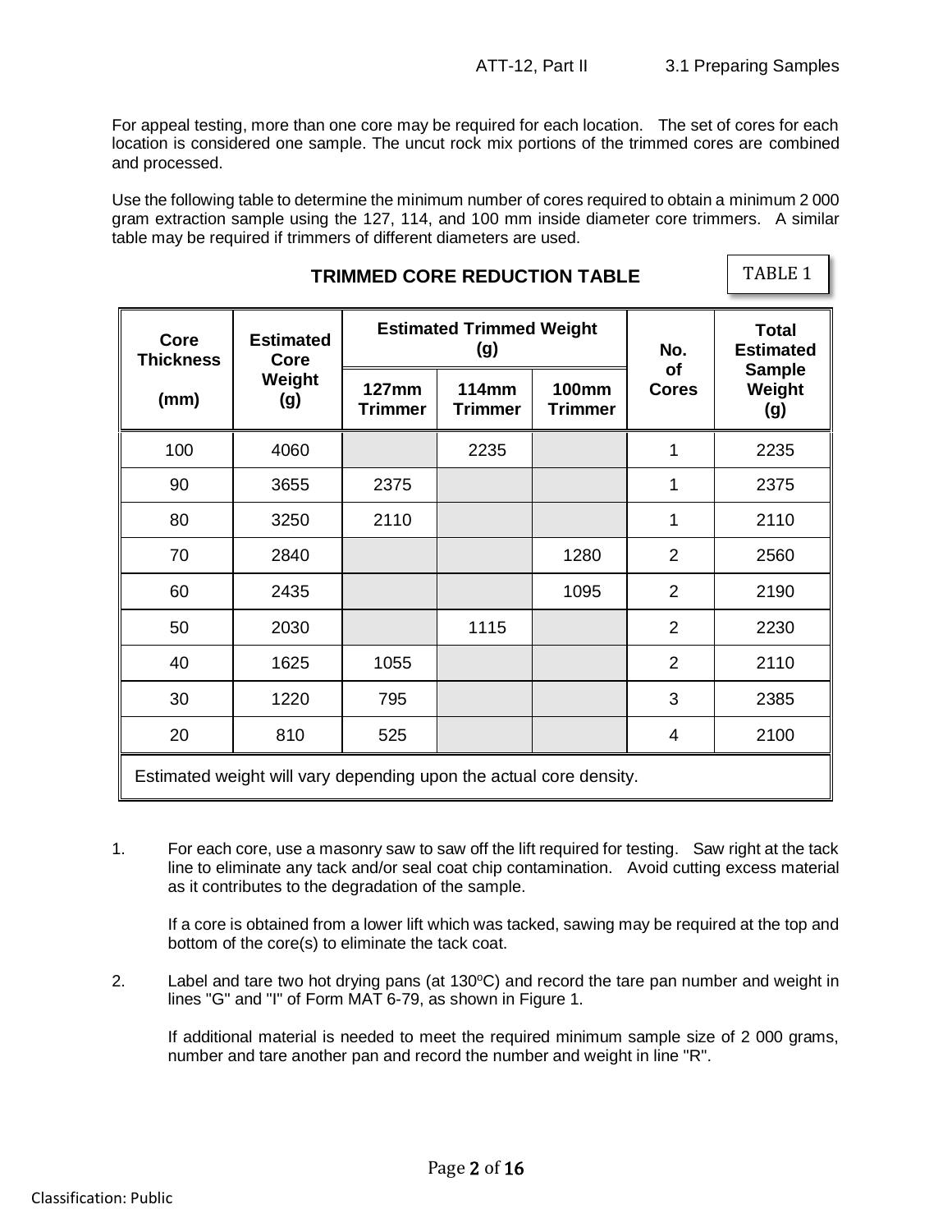For appeal testing, more than one core may be required for each location. The set of cores for each location is considered one sample. The uncut rock mix portions of the trimmed cores are combined and processed.

Use the following table to determine the minimum number of cores required to obtain a minimum 2 000 gram extraction sample using the 127, 114, and 100 mm inside diameter core trimmers. A similar table may be required if trimmers of different diameters are used.

### TRIMMED CORE REDUCTION TABLE

TABLE 1

| Core Thickness (mm) | Estimated Core Weight (g) | Estimated Trimmed Weight (g) | | | No. of Cores | Total Estimated Sample Weight (g) |
|---|---|---|---|---|---|---|
| | | 127mm Trimmer | 114mm Trimmer | 100mm Trimmer | | |
| 100 | 4060 | | 2235 | | 1 | 2235 |
| 90 | 3655 | 2375 | | | 1 | 2375 |
| 80 | 3250 | 2110 | | | 1 | 2110 |
| 70 | 2840 | | | 1280 | 2 | 2560 |
| 60 | 2435 | | | 1095 | 2 | 2190 |
| 50 | 2030 | | 1115 | | 2 | 2230 |
| 40 | 1625 | 1055 | | | 2 | 2110 |
| 30 | 1220 | 795 | | | 3 | 2385 |
| 20 | 810 | 525 | | | 4 | 2100 |
| Estimated weight will vary depending upon the actual core density. | | | | | | |

1. For each core, use a masonry saw to saw off the lift required for testing. Saw right at the tack line to eliminate any tack and/or seal coat chip contamination. Avoid cutting excess material as it contributes to the degradation of the sample.

   If a core is obtained from a lower lift which was tacked, sawing may be required at the top and bottom of the core(s) to eliminate the tack coat.

2. Label and tare two hot drying pans (at 130ºC) and record the tare pan number and weight in lines "G" and "I" of Form MAT 6-79, as shown in Figure 1.

   If additional material is needed to meet the required minimum sample size of 2 000 grams, number and tare another pan and record the number and weight in line "R".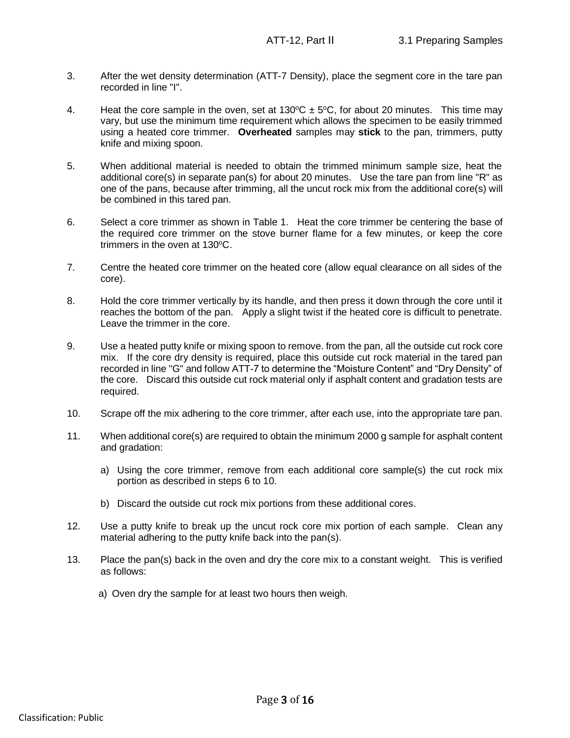3. After the wet density determination (ATT-7 Density), place the segment core in the tare pan recorded in line "I".

4. Heat the core sample in the oven, set at 130°C ± 5°C, for about 20 minutes. This time may vary, but use the minimum time requirement which allows the specimen to be easily trimmed using a heated core trimmer. **Overheated** samples may **stick** to the pan, trimmers, putty knife and mixing spoon.

5. When additional material is needed to obtain the trimmed minimum sample size, heat the additional core(s) in separate pan(s) for about 20 minutes. Use the tare pan from line "R" as one of the pans, because after trimming, all the uncut rock mix from the additional core(s) will be combined in this tared pan.

6. Select a core trimmer as shown in Table 1. Heat the core trimmer be centering the base of the required core trimmer on the stove burner flame for a few minutes, or keep the core trimmers in the oven at 130°C.

7. Centre the heated core trimmer on the heated core (allow equal clearance on all sides of the core).

8. Hold the core trimmer vertically by its handle, and then press it down through the core until it reaches the bottom of the pan. Apply a slight twist if the heated core is difficult to penetrate. Leave the trimmer in the core.

9. Use a heated putty knife or mixing spoon to remove. from the pan, all the outside cut rock core mix. If the core dry density is required, place this outside cut rock material in the tared pan recorded in line "G" and follow ATT-7 to determine the "Moisture Content" and "Dry Density" of the core. Discard this outside cut rock material only if asphalt content and gradation tests are required.

10. Scrape off the mix adhering to the core trimmer, after each use, into the appropriate tare pan.

11. When additional core(s) are required to obtain the minimum 2000 g sample for asphalt content and gradation:

    a) Using the core trimmer, remove from each additional core sample(s) the cut rock mix portion as described in steps 6 to 10.

    b) Discard the outside cut rock mix portions from these additional cores.

12. Use a putty knife to break up the uncut rock core mix portion of each sample. Clean any material adhering to the putty knife back into the pan(s).

13. Place the pan(s) back in the oven and dry the core mix to a constant weight. This is verified as follows:

    a) Oven dry the sample for at least two hours then weigh.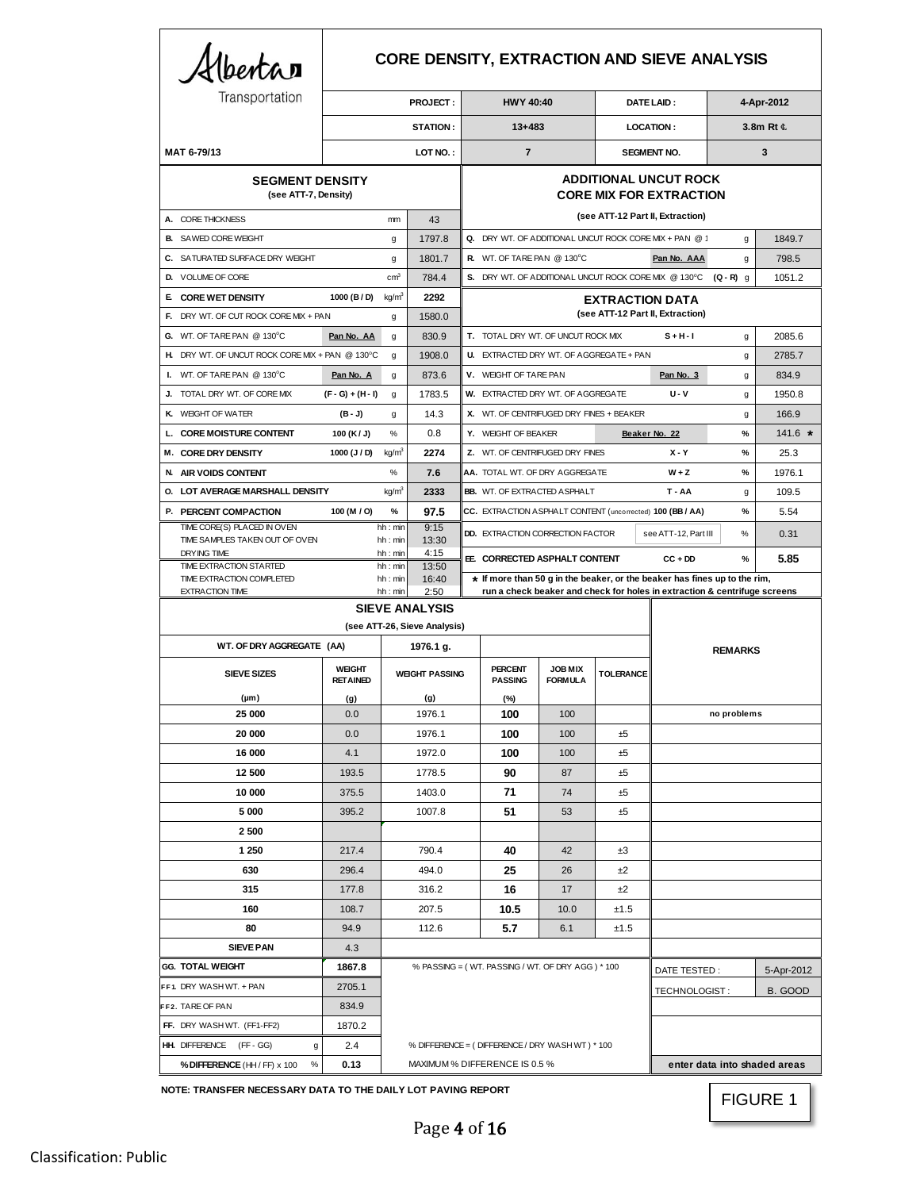Alberta Transportation

# CORE DENSITY, EXTRACTION AND SIEVE ANALYSIS

MAT 6-79/13

| | | | | |
|---|---|---|---|---|
| PROJECT : | HWY 40:40 | DATE LAID : | 4-Apr-2012 |
| STATION : | 13+483 | LOCATION : | 3.8m Rt ℄ |
| LOT NO. : | 7 | SEGMENT NO. | 3 |

## SEGMENT DENSITY
(see ATT-7, Density)

| | | | | |
|---|---|---|---|---|
| **A.** CORE THICKNESS | | mm | 43 |
| **B.** SAWED CORE WEIGHT | | g | 1797.8 |
| **C.** SATURATED SURFACE DRY WEIGHT | | g | 1801.7 |
| **D.** VOLUME OF CORE | | $cm^3$ | 784.4 |
| **E. CORE WET DENSITY** | 1000 (B / D) | $kg/m^3$ | 2292 |
| **F.** DRY WT. OF CUT ROCK CORE MIX + PAN | | g | 1580.0 |
| **G.** WT. OF TARE PAN @ 130°C | Pan No. AA | g | 830.9 |
| **H.** DRY WT. OF UNCUT ROCK CORE MIX + PAN @ 130°C | | g | 1908.0 |
| **I.** WT. OF TARE PAN @ 130°C | Pan No. A | g | 873.6 |
| **J.** TOTAL DRY WT. OF CORE MIX | (F - G) + (H - I) | g | 1783.5 |
| **K.** WEIGHT OF WATER | (B - J) | g | 14.3 |
| **L. CORE MOISTURE CONTENT** | 100 (K / J) | % | 0.8 |
| **M. CORE DRY DENSITY** | 1000 (J / D) | $kg/m^3$ | 2274 |
| **N. AIR VOIDS CONTENT** | | % | 7.6 |
| **O. LOT AVERAGE MARSHALL DENSITY** | | $kg/m^3$ | 2333 |
| **P. PERCENT COMPACTION** | 100 (M / O) | % | 97.5 |
| TIME CORE(S) PLACED IN OVEN | | hh : min | 9:15 |
| TIME SAMPLES TAKEN OUT OF OVEN | | hh : min | 13:30 |
| DRYING TIME | | hh : min | 4:15 |
| TIME EXTRACTION STARTED | | hh : min | 13:50 |
| TIME EXTRACTION COMPLETED | | hh : min | 16:40 |
| EXTRACTION TIME | | hh : min | 2:50 |

## ADDITIONAL UNCUT ROCK CORE MIX FOR EXTRACTION
(see ATT-12 Part II, Extraction)

| | | | | |
|---|---|---|---|---|
| **Q.** DRY WT. OF ADDITIONAL UNCUT ROCK CORE MIX + PAN @ 1 | | | g | 1849.7 |
| **R.** WT. OF TARE PAN @ 130°C | Pan No. AAA | | g | 798.5 |
| **S.** DRY WT. OF ADDITIONAL UNCUT ROCK CORE MIX @ 130°C | | (Q - R) | g | 1051.2 |

## EXTRACTION DATA
(see ATT-12 Part II, Extraction)

| | | | | |
|---|---|---|---|---|
| **T.** TOTAL DRY WT. OF UNCUT ROCK MIX | S + H - I | | g | 2085.6 |
| **U.** EXTRACTED DRY WT. OF AGGREGATE + PAN | | | g | 2785.7 |
| **V.** WEIGHT OF TARE PAN | | Pan No. 3 | g | 834.9 |
| **W.** EXTRACTED DRY WT. OF AGGREGATE | U - V | | g | 1950.8 |
| **X.** WT. OF CENTRIFUGED DRY FINES + BEAKER | | | g | 166.9 |
| **Y.** WEIGHT OF BEAKER | | Beaker No. 22 | % | 141.6 * |
| **Z.** WT. OF CENTRIFUGED DRY FINES | X - Y | | % | 25.3 |
| **AA.** TOTAL WT. OF DRY AGGREGATE | W + Z | | % | 1976.1 |
| **BB.** WT. OF EXTRACTED ASPHALT | T - AA | | g | 109.5 |
| **CC.** EXTRACTION ASPHALT CONTENT (uncorrected) | 100 (BB / AA) | | % | 5.54 |
| **DD.** EXTRACTION CORRECTION FACTOR | | see ATT-12, Part III | % | 0.31 |
| **EE. CORRECTED ASPHALT CONTENT** | CC + DD | | % | **5.85** |

* If more than 50 g in the beaker, or the beaker has fines up to the rim, run a check beaker and check for holes in extraction & centrifuge screens

## SIEVE ANALYSIS
(see ATT-26, Sieve Analysis)

WT. OF DRY AGGREGATE (AA): 1976.1 g.

| SIEVE SIZES (µm) | WEIGHT RETAINED (g) | WEIGHT PASSING (g) | PERCENT PASSING (%) | JOB MIX FORMULA | TOLERANCE | REMARKS |
|---|---|---|---|---|---|---|
| 25 000 | 0.0 | 1976.1 | 100 | 100 | | no problems |
| 20 000 | 0.0 | 1976.1 | 100 | 100 | ±5 | |
| 16 000 | 4.1 | 1972.0 | 100 | 100 | ±5 | |
| 12 500 | 193.5 | 1778.5 | 90 | 87 | ±5 | |
| 10 000 | 375.5 | 1403.0 | 71 | 74 | ±5 | |
| 5 000 | 395.2 | 1007.8 | 51 | 53 | ±5 | |
| 2 500 | | | | | | |
| 1 250 | 217.4 | 790.4 | 40 | 42 | ±3 | |
| 630 | 296.4 | 494.0 | 25 | 26 | ±2 | |
| 315 | 177.8 | 316.2 | 16 | 17 | ±2 | |
| 160 | 108.7 | 207.5 | 10.5 | 10.0 | ±1.5 | |
| 80 | 94.9 | 112.6 | 5.7 | 6.1 | ±1.5 | |
| SIEVE PAN | 4.3 | | | | | |

| | | |
|---|---|---|
| **GG. TOTAL WEIGHT** | **1867.8** | % PASSING = ( WT. PASSING / WT. OF DRY AGG ) * 100 |
| **FF1.** DRY WASH WT. + PAN | 2705.1 | |
| **FF2.** TARE OF PAN | 834.9 | |
| **FF.** DRY WASH WT. (FF1-FF2) | 1870.2 | |
| **HH.** DIFFERENCE (FF - GG) g | 2.4 | % DIFFERENCE = ( DIFFERENCE / DRY WASH WT ) * 100 |
| **% DIFFERENCE** (HH / FF) x 100 % | **0.13** | MAXIMUM % DIFFERENCE IS 0.5 % |

| | |
|---|---|
| DATE TESTED : | 5-Apr-2012 |
| TECHNOLOGIST : | B. GOOD |

**enter data into shaded areas**

**NOTE: TRANSFER NECESSARY DATA TO THE DAILY LOT PAVING REPORT**

FIGURE 1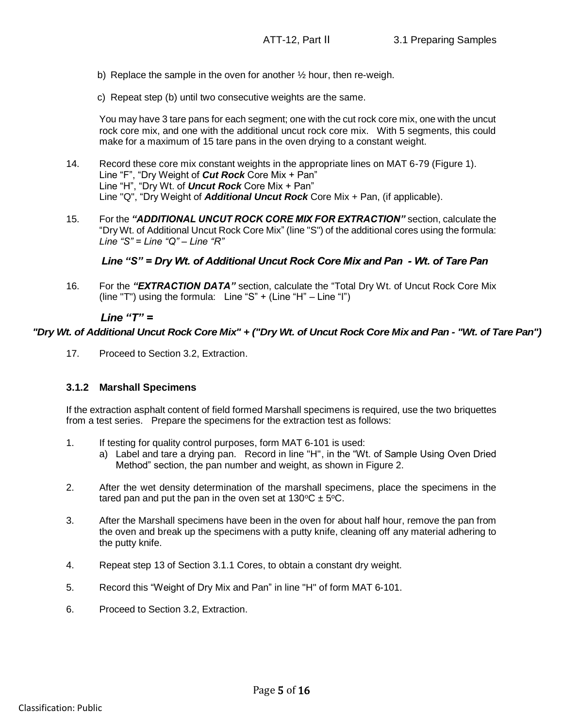b) Replace the sample in the oven for another ½ hour, then re-weigh.

c) Repeat step (b) until two consecutive weights are the same.

You may have 3 tare pans for each segment; one with the cut rock core mix, one with the uncut rock core mix, and one with the additional uncut rock core mix. With 5 segments, this could make for a maximum of 15 tare pans in the oven drying to a constant weight.

14. Record these core mix constant weights in the appropriate lines on MAT 6-79 (Figure 1).
    Line "F", "Dry Weight of ***Cut Rock*** Core Mix + Pan"
    Line "H", "Dry Wt. of ***Uncut Rock*** Core Mix + Pan"
    Line "Q", "Dry Weight of ***Additional Uncut Rock*** Core Mix + Pan, (if applicable).

15. For the ***"ADDITIONAL UNCUT ROCK CORE MIX FOR EXTRACTION"*** section, calculate the "Dry Wt. of Additional Uncut Rock Core Mix" (line "S") of the additional cores using the formula: *Line "S" = Line "Q" – Line "R"*

    ***Line "S" = Dry Wt. of Additional Uncut Rock Core Mix and Pan - Wt. of Tare Pan***

16. For the ***"EXTRACTION DATA"*** section, calculate the "Total Dry Wt. of Uncut Rock Core Mix (line "T") using the formula: Line "S" + (Line "H" – Line "I")

    ***Line "T" =***

***"Dry Wt. of Additional Uncut Rock Core Mix" + ("Dry Wt. of Uncut Rock Core Mix and Pan - "Wt. of Tare Pan")***

17. Proceed to Section 3.2, Extraction.

### 3.1.2 Marshall Specimens

If the extraction asphalt content of field formed Marshall specimens is required, use the two briquettes from a test series. Prepare the specimens for the extraction test as follows:

1. If testing for quality control purposes, form MAT 6-101 is used:
   a) Label and tare a drying pan. Record in line "H", in the "Wt. of Sample Using Oven Dried Method" section, the pan number and weight, as shown in Figure 2.

2. After the wet density determination of the marshall specimens, place the specimens in the tared pan and put the pan in the oven set at $130^{o}C \pm 5^{o}C$.

3. After the Marshall specimens have been in the oven for about half hour, remove the pan from the oven and break up the specimens with a putty knife, cleaning off any material adhering to the putty knife.

4. Repeat step 13 of Section 3.1.1 Cores, to obtain a constant dry weight.

5. Record this "Weight of Dry Mix and Pan" in line "H" of form MAT 6-101.

6. Proceed to Section 3.2, Extraction.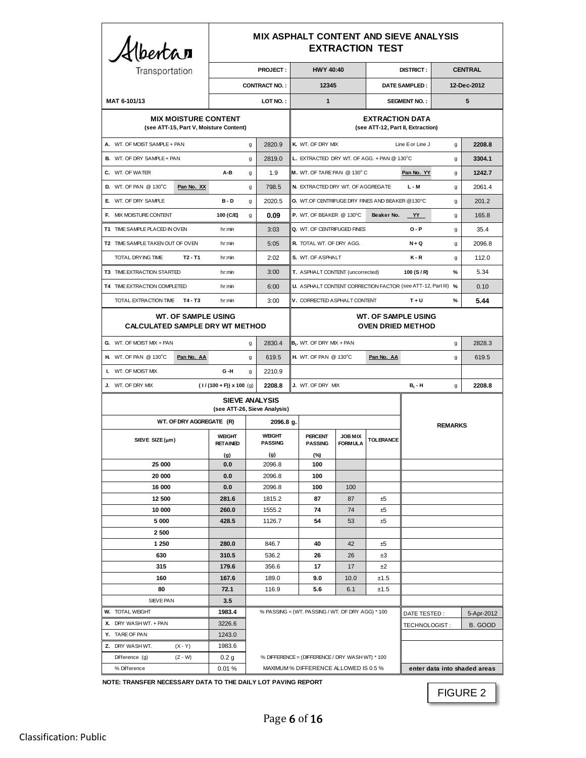Alberta Transportation

# MIX ASPHALT CONTENT AND SIEVE ANALYSIS EXTRACTION TEST

| MAT 6-101/13 | | | | |
|---|---|---|---|---|
| PROJECT : | HWY 40:40 | DISTRICT : | CENTRAL |
| CONTRACT NO. : | 12345 | DATE SAMPLED : | 12-Dec-2012 |
| LOT NO. : | 1 | SEGMENT NO. : | 5 |

## MIX MOISTURE CONTENT
(see ATT-15, Part V, Moisture Content)

| | | | Unit | Value |
|---|---|---|---|---|
| **A.** WT. OF MOIST SAMPLE + PAN | | | g | 2820.9 |
| **B.** WT. OF DRY SAMPLE + PAN | | | g | 2819.0 |
| **C.** WT. OF WATER | | A-B | g | 1.9 |
| **D.** WT. OF PAN @ 130°C | Pan No. XX | | g | 798.5 |
| **E.** WT. OF DRY SAMPLE | | B - D | g | 2020.5 |
| **F.** MIX MOISTURE CONTENT | | 100 (C/E) | g | **0.09** |
| **T1** TIME SAMPLE PLACED IN OVEN | | | hr:min | 3:03 |
| **T2** TIME SAMPLE TAKEN OUT OF OVEN | | | hr:min | 5:05 |
| TOTAL DRYING TIME | T2 - T1 | | hr:min | 2:02 |
| **T3** TIME EXTRACTION STARTED | | | hr:min | 3:00 |
| **T4** TIME EXTRACTION COMPLETED | | | hr:min | 6:00 |
| TOTAL EXTRACTION TIME | T4 - T3 | | hr:min | 3:00 |

## EXTRACTION DATA
(see ATT-12, Part II, Extraction)

| | | | Unit | Value |
|---|---|---|---|---|
| **K.** WT. OF DRY MIX | | Line E or Line J | g | **2208.8** |
| **L.** EXTRACTED DRY WT. OF AGG. + PAN @ 130°C | | | g | **3304.1** |
| **M.** WT. OF TARE PAN @ 130° C | | Pan No. YY | g | **1242.7** |
| **N.** EXTRACTED DRY WT. OF AGGREGATE | | L - M | g | 2061.4 |
| **O.** WT.OF CENTRIFUGE DRY FINES AND BEAKER @130°C | | | g | 201.2 |
| **P.** WT. OF BEAKER @ 130°C | Beaker No. YY | | g | 165.8 |
| **Q.** WT. OF CENTRIFUGED FINES | | O - P | g | 35.4 |
| **R.** TOTAL WT. OF DRY AGG. | | N + Q | g | 2096.8 |
| **S.** WT. OF ASPHALT | | K - R | g | 112.0 |
| **T.** ASPHALT CONTENT (uncorrected) | | 100 (S / R) | % | 5.34 |
| **U.** ASPHALT CONTENT CORRECTION FACTOR (see ATT-12, Part III) | | | % | 0.10 |
| **V.** CORRECTED ASPHALT CONTENT | | T + U | % | **5.44** |

## WT. OF SAMPLE USING CALCULATED SAMPLE DRY WT METHOD

| | | | Unit | Value |
|---|---|---|---|---|
| **G.** WT. OF MOIST MIX + PAN | | | g | 2830.4 |
| **H.** WT. OF PAN @ 130°C | Pan No. AA | | g | 619.5 |
| **I.** WT. OF MOIST MIX | | G - H | g | 2210.9 |
| **J.** WT. OF DRY MIX | | ( I / (100 + F)) x 100 | (g) | **2208.8** |

## WT. OF SAMPLE USING OVEN DRIED METHOD

| | | | Unit | Value |
|---|---|---|---|---|
| **$B_1$.** WT. OF DRY MIX + PAN | | | g | 2828.3 |
| **H.** WT. OF PAN @ 130°C | Pan No. AA | | g | 619.5 |
| **J.** WT. OF DRY MIX | | $B_1$ - H | g | **2208.8** |

## SIEVE ANALYSIS
(see ATT-26, Sieve Analysis)

WT. OF DRY AGGREGATE (R): 2096.8 g.

| SIEVE SIZE (µm) | WEIGHT RETAINED (g) | WEIGHT PASSING (g) | PERCENT PASSING (%) | JOB MIX FORMULA | TOLERANCE | REMARKS |
|---|---|---|---|---|---|---|
| 25 000 | 0.0 | 2096.8 | 100 | | | |
| 20 000 | 0.0 | 2096.8 | 100 | | | |
| 16 000 | 0.0 | 2096.8 | 100 | 100 | | |
| 12 500 | 281.6 | 1815.2 | 87 | 87 | ±5 | |
| 10 000 | 260.0 | 1555.2 | 74 | 74 | ±5 | |
| 5 000 | 428.5 | 1126.7 | 54 | 53 | ±5 | |
| 2 500 | | | | | | |
| 1 250 | 280.0 | 846.7 | 40 | 42 | ±5 | |
| 630 | 310.5 | 536.2 | 26 | 26 | ±3 | |
| 315 | 179.6 | 356.6 | 17 | 17 | ±2 | |
| 160 | 167.6 | 189.0 | 9.0 | 10.0 | ±1.5 | |
| 80 | 72.1 | 116.9 | 5.6 | 6.1 | ±1.5 | |
| SIEVE PAN | 3.5 | | | | | |

| | | | |
|---|---|---|---|
| **W.** TOTAL WEIGHT | 1983.4 | % PASSING = (WT. PASSING / WT. OF DRY AGG) * 100 | DATE TESTED : 5-Apr-2012 |
| **X.** DRY WASH WT. + PAN | 3226.6 | | TECHNOLOGIST : B. GOOD |
| **Y.** TARE OF PAN | 1243.0 | | |
| **Z.** DRY WASH WT. (X - Y) | 1983.6 | | |
| Difference (g) (Z - W) | 0.2 g | % DIFFERENCE = (DIFFERENCE / DRY WASH WT) * 100 | |
| % Difference | 0.01 % | MAXIMUM % DIFFERENCE ALLOWED IS 0.5 % | enter data into shaded areas |

**NOTE: TRANSFER NECESSARY DATA TO THE DAILY LOT PAVING REPORT**

FIGURE 2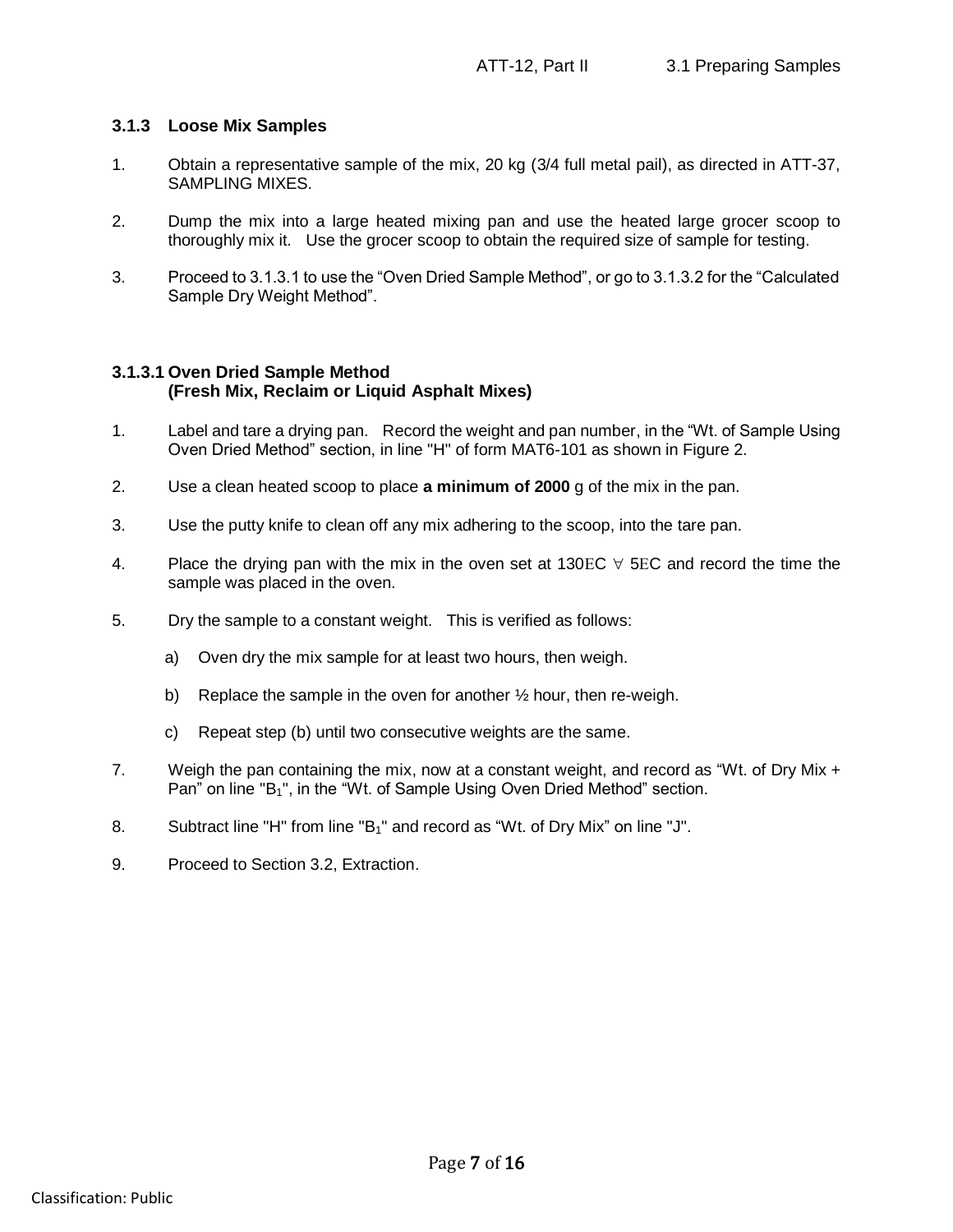### 3.1.3 Loose Mix Samples

1. Obtain a representative sample of the mix, 20 kg (3/4 full metal pail), as directed in ATT-37, SAMPLING MIXES.

2. Dump the mix into a large heated mixing pan and use the heated large grocer scoop to thoroughly mix it. Use the grocer scoop to obtain the required size of sample for testing.

3. Proceed to 3.1.3.1 to use the "Oven Dried Sample Method", or go to 3.1.3.2 for the "Calculated Sample Dry Weight Method".

#### 3.1.3.1 Oven Dried Sample Method (Fresh Mix, Reclaim or Liquid Asphalt Mixes)

1. Label and tare a drying pan. Record the weight and pan number, in the "Wt. of Sample Using Oven Dried Method" section, in line "H" of form MAT6-101 as shown in Figure 2.

2. Use a clean heated scoop to place **a minimum of 2000** g of the mix in the pan.

3. Use the putty knife to clean off any mix adhering to the scoop, into the tare pan.

4. Place the drying pan with the mix in the oven set at 130EC ∀ 5EC and record the time the sample was placed in the oven.

5. Dry the sample to a constant weight. This is verified as follows:

   a) Oven dry the mix sample for at least two hours, then weigh.

   b) Replace the sample in the oven for another ½ hour, then re-weigh.

   c) Repeat step (b) until two consecutive weights are the same.

7. Weigh the pan containing the mix, now at a constant weight, and record as "Wt. of Dry Mix + Pan" on line "$B_1$", in the "Wt. of Sample Using Oven Dried Method" section.

8. Subtract line "H" from line "$B_1$" and record as "Wt. of Dry Mix" on line "J".

9. Proceed to Section 3.2, Extraction.

Classification: Public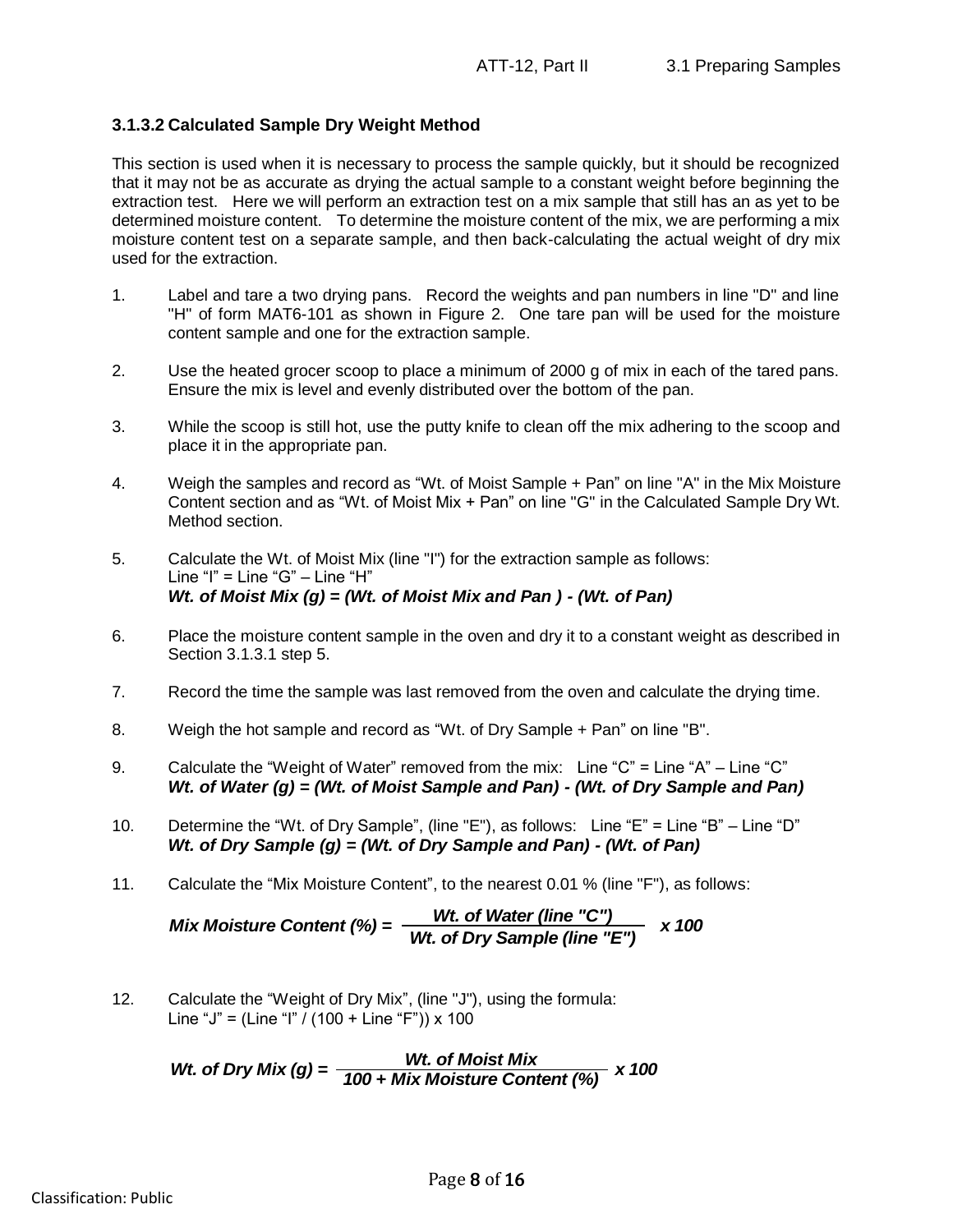### 3.1.3.2 Calculated Sample Dry Weight Method

This section is used when it is necessary to process the sample quickly, but it should be recognized that it may not be as accurate as drying the actual sample to a constant weight before beginning the extraction test. Here we will perform an extraction test on a mix sample that still has an as yet to be determined moisture content. To determine the moisture content of the mix, we are performing a mix moisture content test on a separate sample, and then back-calculating the actual weight of dry mix used for the extraction.

1. Label and tare a two drying pans. Record the weights and pan numbers in line "D" and line "H" of form MAT6-101 as shown in Figure 2. One tare pan will be used for the moisture content sample and one for the extraction sample.

2. Use the heated grocer scoop to place a minimum of 2000 g of mix in each of the tared pans. Ensure the mix is level and evenly distributed over the bottom of the pan.

3. While the scoop is still hot, use the putty knife to clean off the mix adhering to the scoop and place it in the appropriate pan.

4. Weigh the samples and record as "Wt. of Moist Sample + Pan" on line "A" in the Mix Moisture Content section and as "Wt. of Moist Mix + Pan" on line "G" in the Calculated Sample Dry Wt. Method section.

5. Calculate the Wt. of Moist Mix (line "I") for the extraction sample as follows:
   Line "I" = Line "G" – Line "H"
   ***Wt. of Moist Mix (g) = (Wt. of Moist Mix and Pan ) - (Wt. of Pan)***

6. Place the moisture content sample in the oven and dry it to a constant weight as described in Section 3.1.3.1 step 5.

7. Record the time the sample was last removed from the oven and calculate the drying time.

8. Weigh the hot sample and record as "Wt. of Dry Sample + Pan" on line "B".

9. Calculate the "Weight of Water" removed from the mix: Line "C" = Line "A" – Line "C"
   ***Wt. of Water (g) = (Wt. of Moist Sample and Pan) - (Wt. of Dry Sample and Pan)***

10. Determine the "Wt. of Dry Sample", (line "E"), as follows: Line "E" = Line "B" – Line "D"
    ***Wt. of Dry Sample (g) = (Wt. of Dry Sample and Pan) - (Wt. of Pan)***

11. Calculate the "Mix Moisture Content", to the nearest 0.01 % (line "F"), as follows:

$$\textit{Mix Moisture Content (\%)} = \frac{\textit{Wt. of Water (line "C")}}{\textit{Wt. of Dry Sample (line "E")}} \times 100$$

12. Calculate the "Weight of Dry Mix", (line "J"), using the formula:
    Line "J" = (Line "I" / (100 + Line "F")) x 100

$$\textit{Wt. of Dry Mix (g)} = \frac{\textit{Wt. of Moist Mix}}{\textit{100 + Mix Moisture Content (\%)}} \times 100$$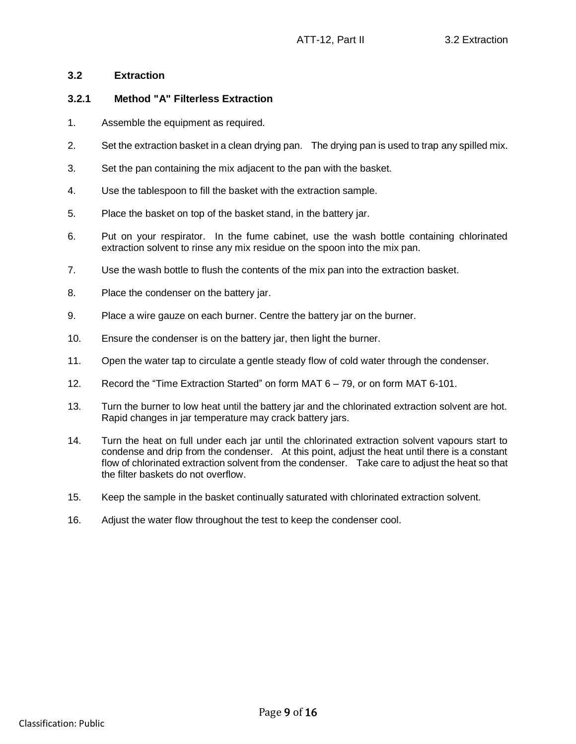## 3.2 Extraction

### 3.2.1 Method "A" Filterless Extraction

1. Assemble the equipment as required.

2. Set the extraction basket in a clean drying pan. The drying pan is used to trap any spilled mix.

3. Set the pan containing the mix adjacent to the pan with the basket.

4. Use the tablespoon to fill the basket with the extraction sample.

5. Place the basket on top of the basket stand, in the battery jar.

6. Put on your respirator. In the fume cabinet, use the wash bottle containing chlorinated extraction solvent to rinse any mix residue on the spoon into the mix pan.

7. Use the wash bottle to flush the contents of the mix pan into the extraction basket.

8. Place the condenser on the battery jar.

9. Place a wire gauze on each burner. Centre the battery jar on the burner.

10. Ensure the condenser is on the battery jar, then light the burner.

11. Open the water tap to circulate a gentle steady flow of cold water through the condenser.

12. Record the “Time Extraction Started” on form MAT 6 – 79, or on form MAT 6-101.

13. Turn the burner to low heat until the battery jar and the chlorinated extraction solvent are hot. Rapid changes in jar temperature may crack battery jars.

14. Turn the heat on full under each jar until the chlorinated extraction solvent vapours start to condense and drip from the condenser. At this point, adjust the heat until there is a constant flow of chlorinated extraction solvent from the condenser. Take care to adjust the heat so that the filter baskets do not overflow.

15. Keep the sample in the basket continually saturated with chlorinated extraction solvent.

16. Adjust the water flow throughout the test to keep the condenser cool.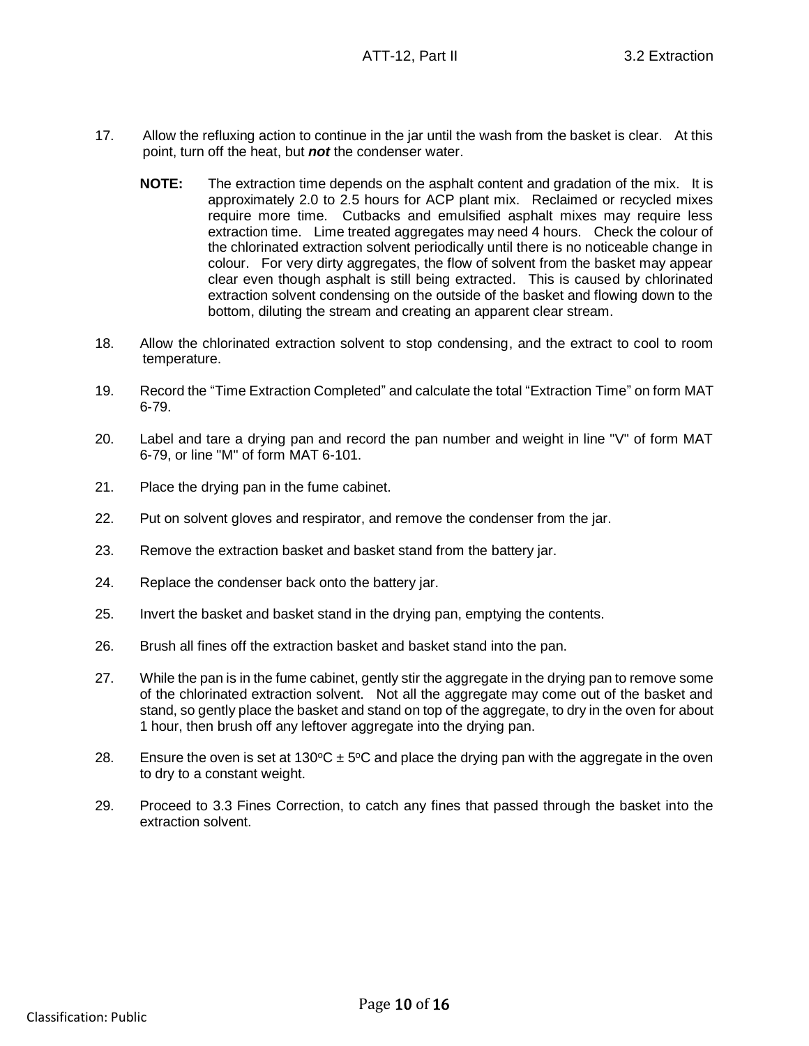17. Allow the refluxing action to continue in the jar until the wash from the basket is clear. At this point, turn off the heat, but ***not*** the condenser water.

    **NOTE:** The extraction time depends on the asphalt content and gradation of the mix. It is approximately 2.0 to 2.5 hours for ACP plant mix. Reclaimed or recycled mixes require more time. Cutbacks and emulsified asphalt mixes may require less extraction time. Lime treated aggregates may need 4 hours. Check the colour of the chlorinated extraction solvent periodically until there is no noticeable change in colour. For very dirty aggregates, the flow of solvent from the basket may appear clear even though asphalt is still being extracted. This is caused by chlorinated extraction solvent condensing on the outside of the basket and flowing down to the bottom, diluting the stream and creating an apparent clear stream.

18. Allow the chlorinated extraction solvent to stop condensing, and the extract to cool to room temperature.

19. Record the "Time Extraction Completed" and calculate the total "Extraction Time" on form MAT 6-79.

20. Label and tare a drying pan and record the pan number and weight in line "V" of form MAT 6-79, or line "M" of form MAT 6-101.

21. Place the drying pan in the fume cabinet.

22. Put on solvent gloves and respirator, and remove the condenser from the jar.

23. Remove the extraction basket and basket stand from the battery jar.

24. Replace the condenser back onto the battery jar.

25. Invert the basket and basket stand in the drying pan, emptying the contents.

26. Brush all fines off the extraction basket and basket stand into the pan.

27. While the pan is in the fume cabinet, gently stir the aggregate in the drying pan to remove some of the chlorinated extraction solvent. Not all the aggregate may come out of the basket and stand, so gently place the basket and stand on top of the aggregate, to dry in the oven for about 1 hour, then brush off any leftover aggregate into the drying pan.

28. Ensure the oven is set at $130^{o}C \pm 5^{o}C$ and place the drying pan with the aggregate in the oven to dry to a constant weight.

29. Proceed to 3.3 Fines Correction, to catch any fines that passed through the basket into the extraction solvent.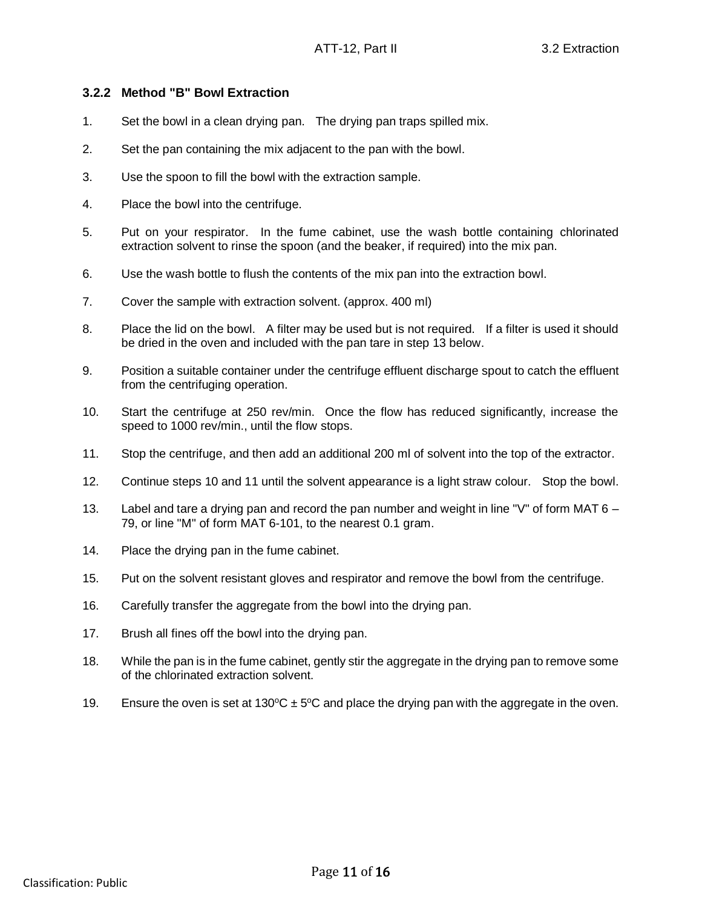### 3.2.2 Method "B" Bowl Extraction

1. Set the bowl in a clean drying pan. The drying pan traps spilled mix.
2. Set the pan containing the mix adjacent to the pan with the bowl.
3. Use the spoon to fill the bowl with the extraction sample.
4. Place the bowl into the centrifuge.
5. Put on your respirator. In the fume cabinet, use the wash bottle containing chlorinated extraction solvent to rinse the spoon (and the beaker, if required) into the mix pan.
6. Use the wash bottle to flush the contents of the mix pan into the extraction bowl.
7. Cover the sample with extraction solvent. (approx. 400 ml)
8. Place the lid on the bowl. A filter may be used but is not required. If a filter is used it should be dried in the oven and included with the pan tare in step 13 below.
9. Position a suitable container under the centrifuge effluent discharge spout to catch the effluent from the centrifuging operation.
10. Start the centrifuge at 250 rev/min. Once the flow has reduced significantly, increase the speed to 1000 rev/min., until the flow stops.
11. Stop the centrifuge, and then add an additional 200 ml of solvent into the top of the extractor.
12. Continue steps 10 and 11 until the solvent appearance is a light straw colour. Stop the bowl.
13. Label and tare a drying pan and record the pan number and weight in line "V" of form MAT 6 – 79, or line "M" of form MAT 6-101, to the nearest 0.1 gram.
14. Place the drying pan in the fume cabinet.
15. Put on the solvent resistant gloves and respirator and remove the bowl from the centrifuge.
16. Carefully transfer the aggregate from the bowl into the drying pan.
17. Brush all fines off the bowl into the drying pan.
18. While the pan is in the fume cabinet, gently stir the aggregate in the drying pan to remove some of the chlorinated extraction solvent.
19. Ensure the oven is set at 130ºC ± 5ºC and place the drying pan with the aggregate in the oven.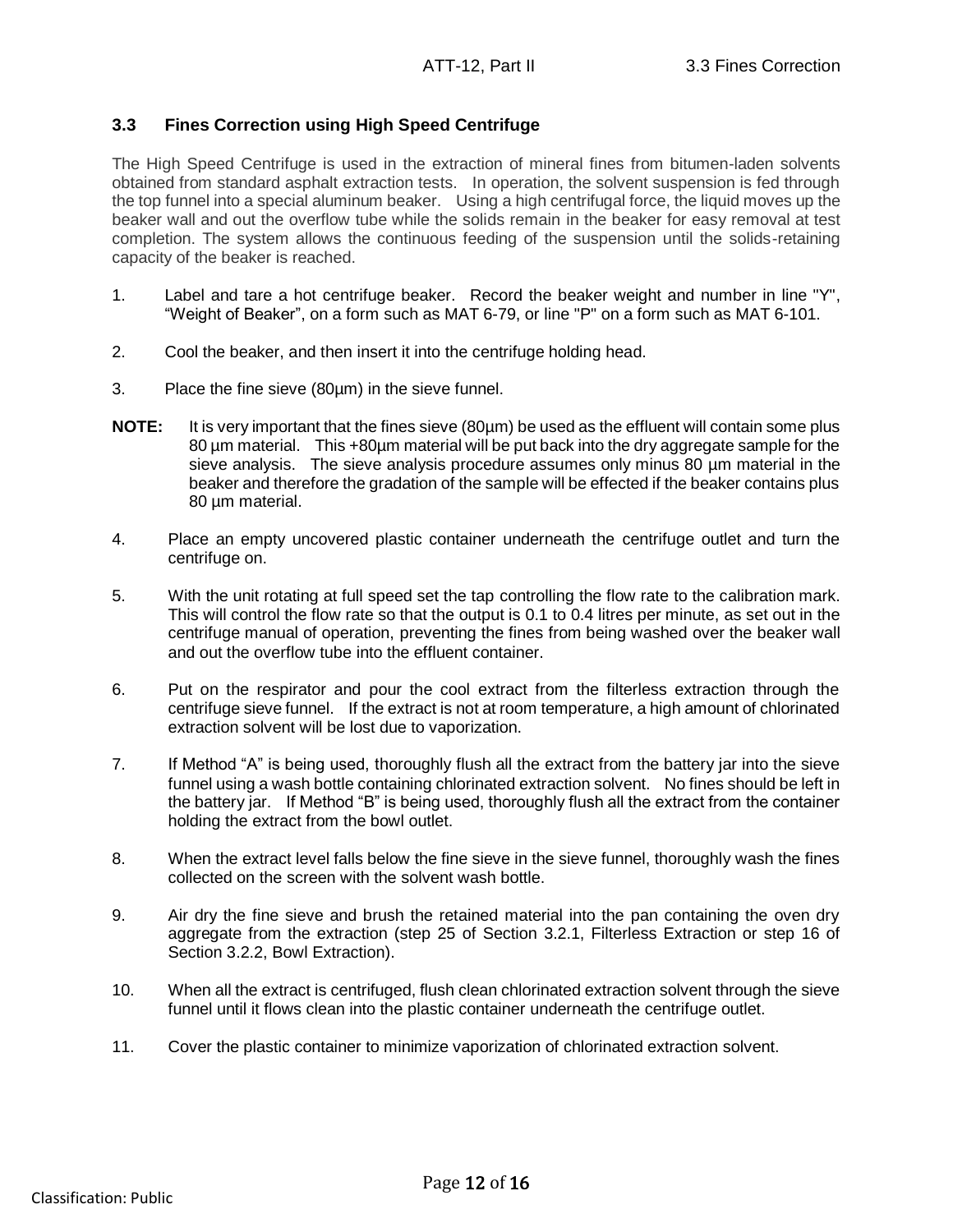### 3.3 Fines Correction using High Speed Centrifuge

The High Speed Centrifuge is used in the extraction of mineral fines from bitumen-laden solvents obtained from standard asphalt extraction tests. In operation, the solvent suspension is fed through the top funnel into a special aluminum beaker. Using a high centrifugal force, the liquid moves up the beaker wall and out the overflow tube while the solids remain in the beaker for easy removal at test completion. The system allows the continuous feeding of the suspension until the solids-retaining capacity of the beaker is reached.

1. Label and tare a hot centrifuge beaker. Record the beaker weight and number in line "Y", "Weight of Beaker", on a form such as MAT 6-79, or line "P" on a form such as MAT 6-101.

2. Cool the beaker, and then insert it into the centrifuge holding head.

3. Place the fine sieve (80µm) in the sieve funnel.

**NOTE:** It is very important that the fines sieve (80µm) be used as the effluent will contain some plus 80 µm material. This +80µm material will be put back into the dry aggregate sample for the sieve analysis. The sieve analysis procedure assumes only minus 80 µm material in the beaker and therefore the gradation of the sample will be effected if the beaker contains plus 80 µm material.

4. Place an empty uncovered plastic container underneath the centrifuge outlet and turn the centrifuge on.

5. With the unit rotating at full speed set the tap controlling the flow rate to the calibration mark. This will control the flow rate so that the output is 0.1 to 0.4 litres per minute, as set out in the centrifuge manual of operation, preventing the fines from being washed over the beaker wall and out the overflow tube into the effluent container.

6. Put on the respirator and pour the cool extract from the filterless extraction through the centrifuge sieve funnel. If the extract is not at room temperature, a high amount of chlorinated extraction solvent will be lost due to vaporization.

7. If Method "A" is being used, thoroughly flush all the extract from the battery jar into the sieve funnel using a wash bottle containing chlorinated extraction solvent. No fines should be left in the battery jar. If Method "B" is being used, thoroughly flush all the extract from the container holding the extract from the bowl outlet.

8. When the extract level falls below the fine sieve in the sieve funnel, thoroughly wash the fines collected on the screen with the solvent wash bottle.

9. Air dry the fine sieve and brush the retained material into the pan containing the oven dry aggregate from the extraction (step 25 of Section 3.2.1, Filterless Extraction or step 16 of Section 3.2.2, Bowl Extraction).

10. When all the extract is centrifuged, flush clean chlorinated extraction solvent through the sieve funnel until it flows clean into the plastic container underneath the centrifuge outlet.

11. Cover the plastic container to minimize vaporization of chlorinated extraction solvent.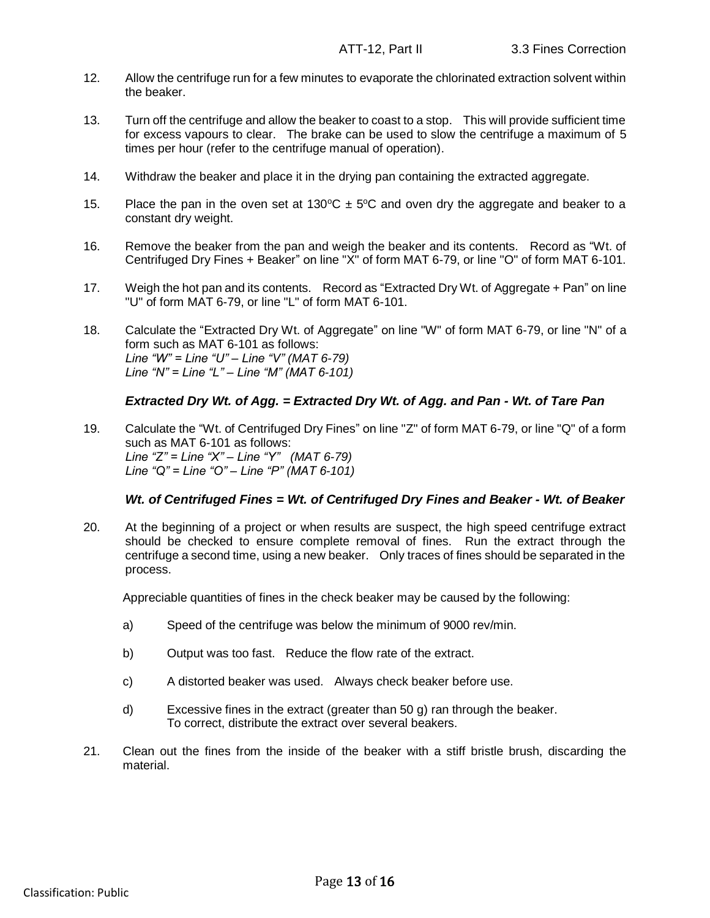12. Allow the centrifuge run for a few minutes to evaporate the chlorinated extraction solvent within the beaker.

13. Turn off the centrifuge and allow the beaker to coast to a stop. This will provide sufficient time for excess vapours to clear. The brake can be used to slow the centrifuge a maximum of 5 times per hour (refer to the centrifuge manual of operation).

14. Withdraw the beaker and place it in the drying pan containing the extracted aggregate.

15. Place the pan in the oven set at 130°C ± 5°C and oven dry the aggregate and beaker to a constant dry weight.

16. Remove the beaker from the pan and weigh the beaker and its contents. Record as "Wt. of Centrifuged Dry Fines + Beaker" on line "X" of form MAT 6-79, or line "O" of form MAT 6-101.

17. Weigh the hot pan and its contents. Record as "Extracted Dry Wt. of Aggregate + Pan" on line "U" of form MAT 6-79, or line "L" of form MAT 6-101.

18. Calculate the "Extracted Dry Wt. of Aggregate" on line "W" of form MAT 6-79, or line "N" of a form such as MAT 6-101 as follows:
    *Line "W" = Line "U" – Line "V" (MAT 6-79)*
    *Line "N" = Line "L" – Line "M" (MAT 6-101)*

    ***Extracted Dry Wt. of Agg. = Extracted Dry Wt. of Agg. and Pan - Wt. of Tare Pan***

19. Calculate the "Wt. of Centrifuged Dry Fines" on line "Z" of form MAT 6-79, or line "Q" of a form such as MAT 6-101 as follows:
    *Line "Z" = Line "X" – Line "Y" (MAT 6-79)*
    *Line "Q" = Line "O" – Line "P" (MAT 6-101)*

    ***Wt. of Centrifuged Fines = Wt. of Centrifuged Dry Fines and Beaker - Wt. of Beaker***

20. At the beginning of a project or when results are suspect, the high speed centrifuge extract should be checked to ensure complete removal of fines. Run the extract through the centrifuge a second time, using a new beaker. Only traces of fines should be separated in the process.

    Appreciable quantities of fines in the check beaker may be caused by the following:

    a) Speed of the centrifuge was below the minimum of 9000 rev/min.

    b) Output was too fast. Reduce the flow rate of the extract.

    c) A distorted beaker was used. Always check beaker before use.

    d) Excessive fines in the extract (greater than 50 g) ran through the beaker. To correct, distribute the extract over several beakers.

21. Clean out the fines from the inside of the beaker with a stiff bristle brush, discarding the material.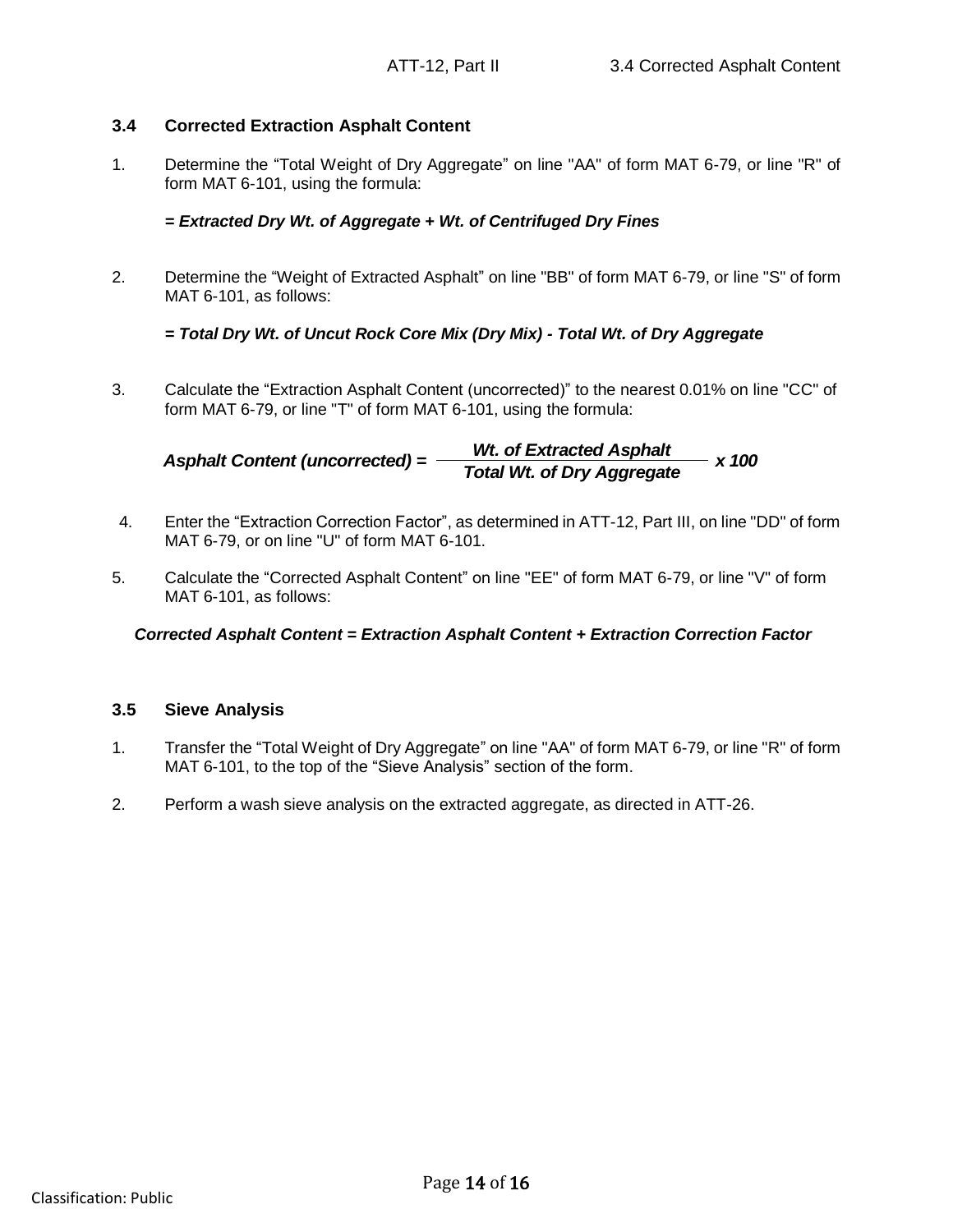### 3.4 Corrected Extraction Asphalt Content

1. Determine the “Total Weight of Dry Aggregate” on line "AA" of form MAT 6-79, or line "R" of form MAT 6-101, using the formula:

   ***= Extracted Dry Wt. of Aggregate + Wt. of Centrifuged Dry Fines***

2. Determine the “Weight of Extracted Asphalt” on line "BB" of form MAT 6-79, or line "S" of form MAT 6-101, as follows:

   ***= Total Dry Wt. of Uncut Rock Core Mix (Dry Mix) - Total Wt. of Dry Aggregate***

3. Calculate the “Extraction Asphalt Content (uncorrected)” to the nearest 0.01% on line "CC" of form MAT 6-79, or line "T" of form MAT 6-101, using the formula:

$$\textbf{Asphalt Content (uncorrected)} = \frac{\textbf{Wt. of Extracted Asphalt}}{\textbf{Total Wt. of Dry Aggregate}} \times 100$$

4. Enter the “Extraction Correction Factor”, as determined in ATT-12, Part III, on line "DD" of form MAT 6-79, or on line "U" of form MAT 6-101.

5. Calculate the “Corrected Asphalt Content” on line "EE" of form MAT 6-79, or line "V" of form MAT 6-101, as follows:

   ***Corrected Asphalt Content = Extraction Asphalt Content + Extraction Correction Factor***

### 3.5 Sieve Analysis

1. Transfer the “Total Weight of Dry Aggregate” on line "AA" of form MAT 6-79, or line "R" of form MAT 6-101, to the top of the “Sieve Analysis” section of the form.

2. Perform a wash sieve analysis on the extracted aggregate, as directed in ATT-26.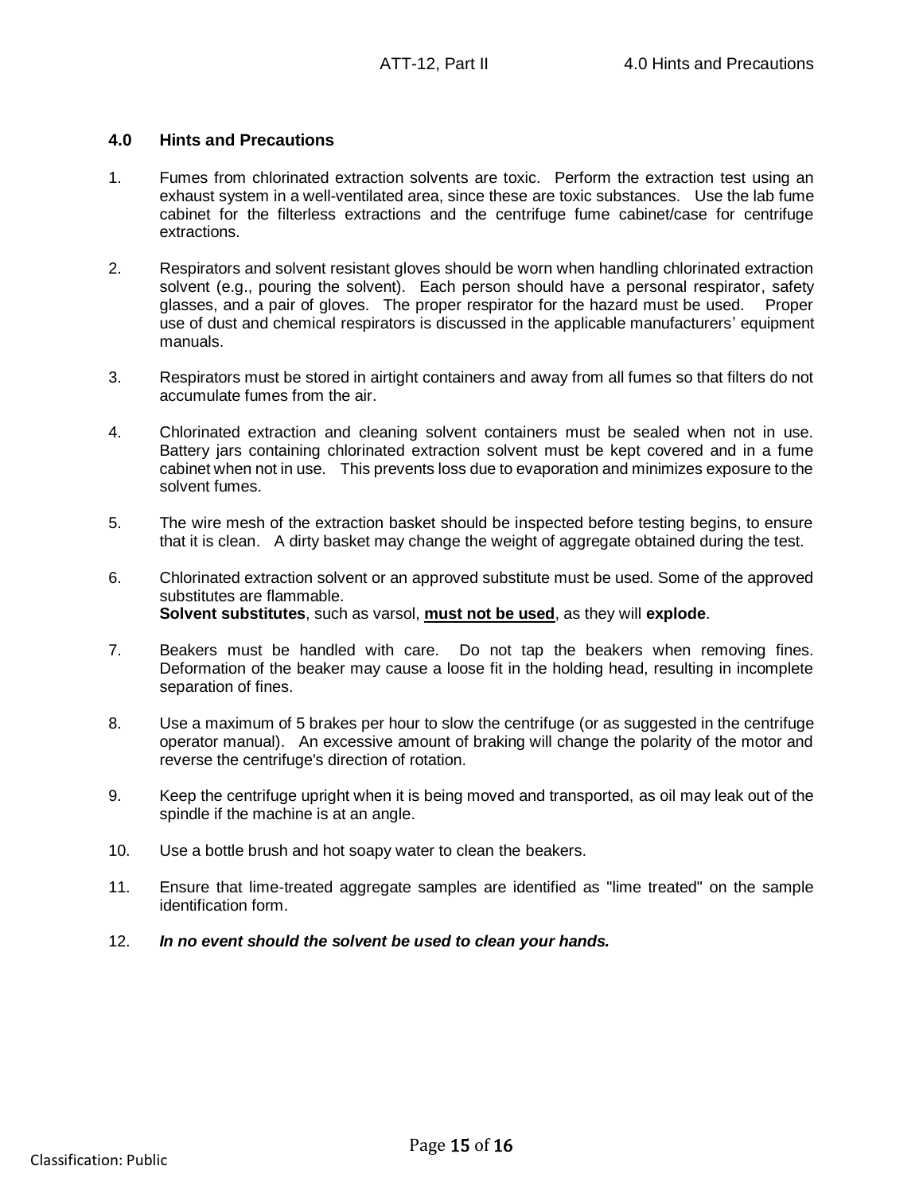## 4.0 Hints and Precautions

1. Fumes from chlorinated extraction solvents are toxic. Perform the extraction test using an exhaust system in a well-ventilated area, since these are toxic substances. Use the lab fume cabinet for the filterless extractions and the centrifuge fume cabinet/case for centrifuge extractions.

2. Respirators and solvent resistant gloves should be worn when handling chlorinated extraction solvent (e.g., pouring the solvent). Each person should have a personal respirator, safety glasses, and a pair of gloves. The proper respirator for the hazard must be used. Proper use of dust and chemical respirators is discussed in the applicable manufacturers' equipment manuals.

3. Respirators must be stored in airtight containers and away from all fumes so that filters do not accumulate fumes from the air.

4. Chlorinated extraction and cleaning solvent containers must be sealed when not in use. Battery jars containing chlorinated extraction solvent must be kept covered and in a fume cabinet when not in use. This prevents loss due to evaporation and minimizes exposure to the solvent fumes.

5. The wire mesh of the extraction basket should be inspected before testing begins, to ensure that it is clean. A dirty basket may change the weight of aggregate obtained during the test.

6. Chlorinated extraction solvent or an approved substitute must be used. Some of the approved substitutes are flammable.
   **Solvent substitutes**, such as varsol, <u>**must not be used**</u>, as they will **explode**.

7. Beakers must be handled with care. Do not tap the beakers when removing fines. Deformation of the beaker may cause a loose fit in the holding head, resulting in incomplete separation of fines.

8. Use a maximum of 5 brakes per hour to slow the centrifuge (or as suggested in the centrifuge operator manual). An excessive amount of braking will change the polarity of the motor and reverse the centrifuge's direction of rotation.

9. Keep the centrifuge upright when it is being moved and transported, as oil may leak out of the spindle if the machine is at an angle.

10. Use a bottle brush and hot soapy water to clean the beakers.

11. Ensure that lime-treated aggregate samples are identified as "lime treated" on the sample identification form.

12. ***In no event should the solvent be used to clean your hands.***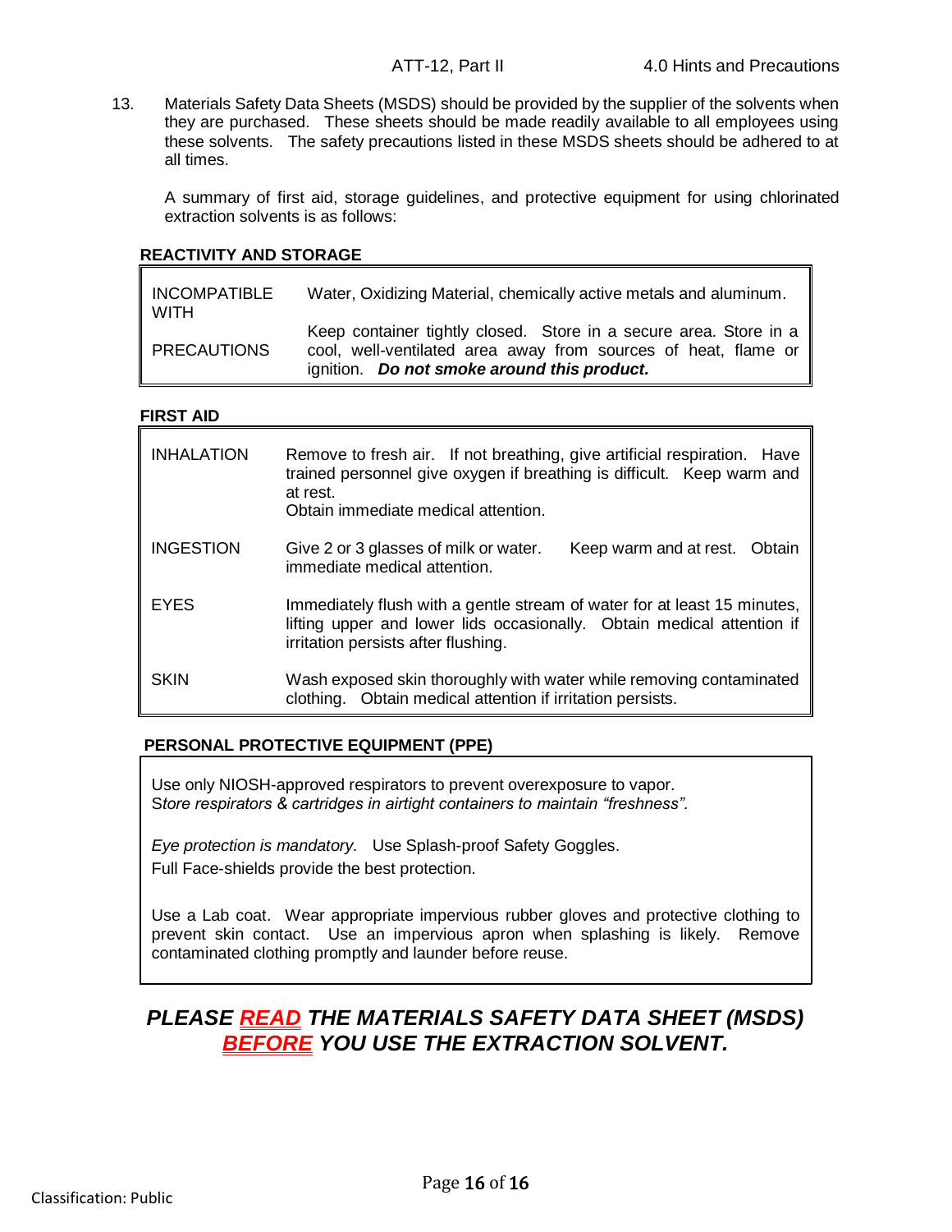13. Materials Safety Data Sheets (MSDS) should be provided by the supplier of the solvents when they are purchased. These sheets should be made readily available to all employees using these solvents. The safety precautions listed in these MSDS sheets should be adhered to at all times.

    A summary of first aid, storage guidelines, and protective equipment for using chlorinated extraction solvents is as follows:

**REACTIVITY AND STORAGE**

| | |
|---|---|
| INCOMPATIBLE WITH | Water, Oxidizing Material, chemically active metals and aluminum. |
| PRECAUTIONS | Keep container tightly closed. Store in a secure area. Store in a cool, well-ventilated area away from sources of heat, flame or ignition. ***Do not smoke around this product.*** |

**FIRST AID**

| | |
|---|---|
| INHALATION | Remove to fresh air. If not breathing, give artificial respiration. Have trained personnel give oxygen if breathing is difficult. Keep warm and at rest.<br>Obtain immediate medical attention. |
| INGESTION | Give 2 or 3 glasses of milk or water. Keep warm and at rest. Obtain immediate medical attention. |
| EYES | Immediately flush with a gentle stream of water for at least 15 minutes, lifting upper and lower lids occasionally. Obtain medical attention if irritation persists after flushing. |
| SKIN | Wash exposed skin thoroughly with water while removing contaminated clothing. Obtain medical attention if irritation persists. |

**PERSONAL PROTECTIVE EQUIPMENT (PPE)**

Use only NIOSH-approved respirators to prevent overexposure to vapor.
*Store respirators & cartridges in airtight containers to maintain “freshness”.*

*Eye protection is mandatory.* Use Splash-proof Safety Goggles.
Full Face-shields provide the best protection.

Use a Lab coat. Wear appropriate impervious rubber gloves and protective clothing to prevent skin contact. Use an impervious apron when splashing is likely. Remove contaminated clothing promptly and launder before reuse.

***PLEASE READ THE MATERIALS SAFETY DATA SHEET (MSDS) BEFORE YOU USE THE EXTRACTION SOLVENT.***